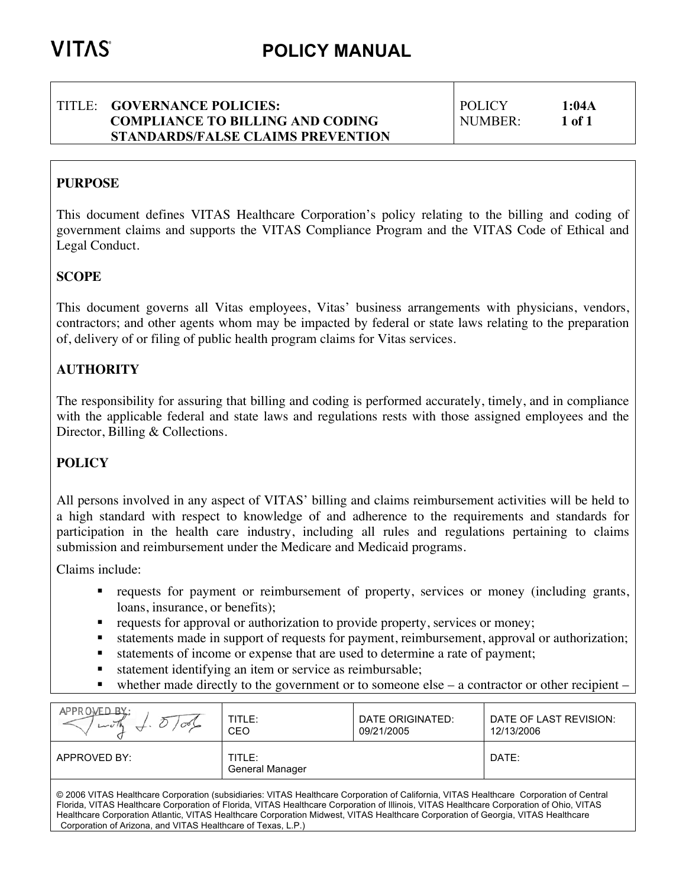# POLICY MANUAL

| TITLE: **GOVERNANCE POLICIES: COMPLIANCE TO BILLING AND CODING STANDARDS/FALSE CLAIMS PREVENTION** | POLICY NUMBER: **1:04A** **1 of 1** |
|---|---|

## PURPOSE

This document defines VITAS Healthcare Corporation's policy relating to the billing and coding of government claims and supports the VITAS Compliance Program and the VITAS Code of Ethical and Legal Conduct.

## SCOPE

This document governs all Vitas employees, Vitas' business arrangements with physicians, vendors, contractors; and other agents whom may be impacted by federal or state laws relating to the preparation of, delivery of or filing of public health program claims for Vitas services.

## AUTHORITY

The responsibility for assuring that billing and coding is performed accurately, timely, and in compliance with the applicable federal and state laws and regulations rests with those assigned employees and the Director, Billing & Collections.

## POLICY

All persons involved in any aspect of VITAS' billing and claims reimbursement activities will be held to a high standard with respect to knowledge of and adherence to the requirements and standards for participation in the health care industry, including all rules and regulations pertaining to claims submission and reimbursement under the Medicare and Medicaid programs.

Claims include:

- requests for payment or reimbursement of property, services or money (including grants, loans, insurance, or benefits);
- requests for approval or authorization to provide property, services or money;
- statements made in support of requests for payment, reimbursement, approval or authorization;
- statements of income or expense that are used to determine a rate of payment;
- statement identifying an item or service as reimbursable;
- whether made directly to the government or to someone else – a contractor or other recipient –

| APPROVED BY: | TITLE: CEO | DATE ORIGINATED: 09/21/2005 | DATE OF LAST REVISION: 12/13/2006 |
|---|---|---|---|
| APPROVED BY: | TITLE: General Manager | | DATE: |

© 2006 VITAS Healthcare Corporation (subsidiaries: VITAS Healthcare Corporation of California, VITAS Healthcare Corporation of Central Florida, VITAS Healthcare Corporation of Florida, VITAS Healthcare Corporation of Illinois, VITAS Healthcare Corporation of Ohio, VITAS Healthcare Corporation Atlantic, VITAS Healthcare Corporation Midwest, VITAS Healthcare Corporation of Georgia, VITAS Healthcare Corporation of Arizona, and VITAS Healthcare of Texas, L.P.)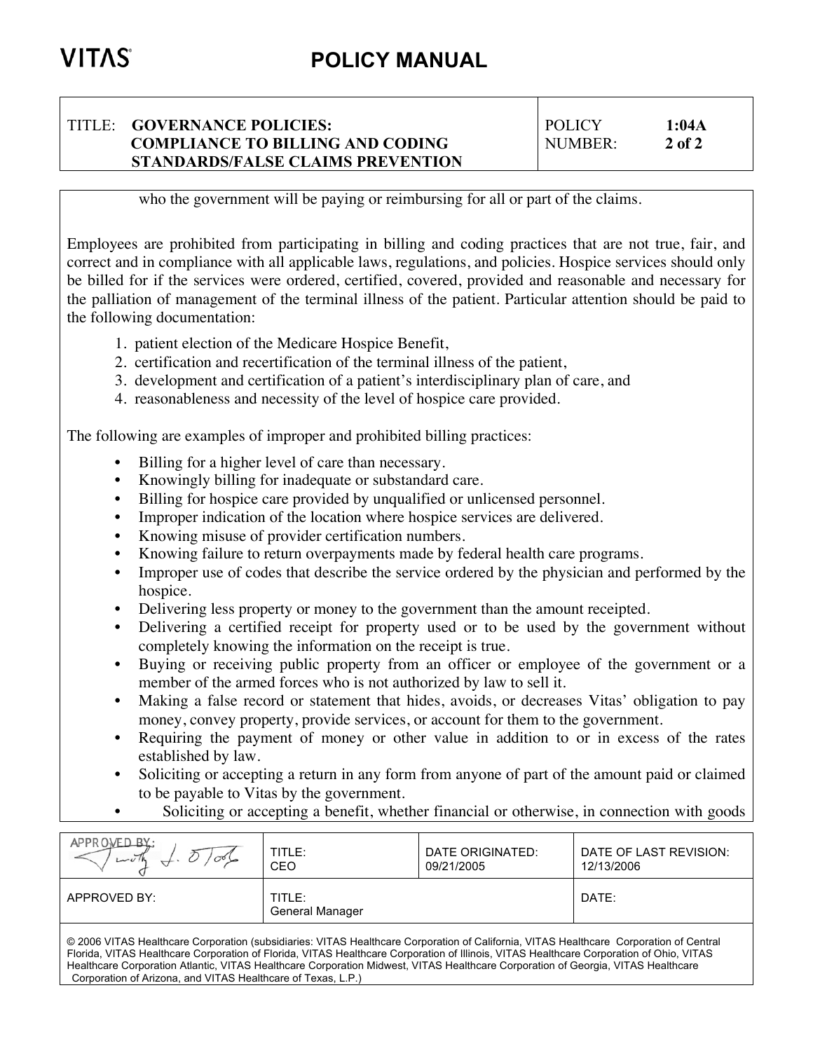who the government will be paying or reimbursing for all or part of the claims.

Employees are prohibited from participating in billing and coding practices that are not true, fair, and correct and in compliance with all applicable laws, regulations, and policies. Hospice services should only be billed for if the services were ordered, certified, covered, provided and reasonable and necessary for the palliation of management of the terminal illness of the patient. Particular attention should be paid to the following documentation:

1. patient election of the Medicare Hospice Benefit,
2. certification and recertification of the terminal illness of the patient,
3. development and certification of a patient's interdisciplinary plan of care, and
4. reasonableness and necessity of the level of hospice care provided.

The following are examples of improper and prohibited billing practices:

- Billing for a higher level of care than necessary.
- Knowingly billing for inadequate or substandard care.
- Billing for hospice care provided by unqualified or unlicensed personnel.
- Improper indication of the location where hospice services are delivered.
- Knowing misuse of provider certification numbers.
- Knowing failure to return overpayments made by federal health care programs.
- Improper use of codes that describe the service ordered by the physician and performed by the hospice.
- Delivering less property or money to the government than the amount receipted.
- Delivering a certified receipt for property used or to be used by the government without completely knowing the information on the receipt is true.
- Buying or receiving public property from an officer or employee of the government or a member of the armed forces who is not authorized by law to sell it.
- Making a false record or statement that hides, avoids, or decreases Vitas' obligation to pay money, convey property, provide services, or account for them to the government.
- Requiring the payment of money or other value in addition to or in excess of the rates established by law.
- Soliciting or accepting a return in any form from anyone of part of the amount paid or claimed to be payable to Vitas by the government.
- Soliciting or accepting a benefit, whether financial or otherwise, in connection with goods

| APPROVED BY: (signature) | TITLE: CEO | DATE ORIGINATED: 09/21/2005 | DATE OF LAST REVISION: 12/13/2006 |
| --- | --- | --- | --- |
| APPROVED BY: | TITLE: General Manager | | DATE: |

© 2006 VITAS Healthcare Corporation (subsidiaries: VITAS Healthcare Corporation of California, VITAS Healthcare Corporation of Central Florida, VITAS Healthcare Corporation of Florida, VITAS Healthcare Corporation of Illinois, VITAS Healthcare Corporation of Ohio, VITAS Healthcare Corporation Atlantic, VITAS Healthcare Corporation Midwest, VITAS Healthcare Corporation of Georgia, VITAS Healthcare Corporation of Arizona, and VITAS Healthcare of Texas, L.P.)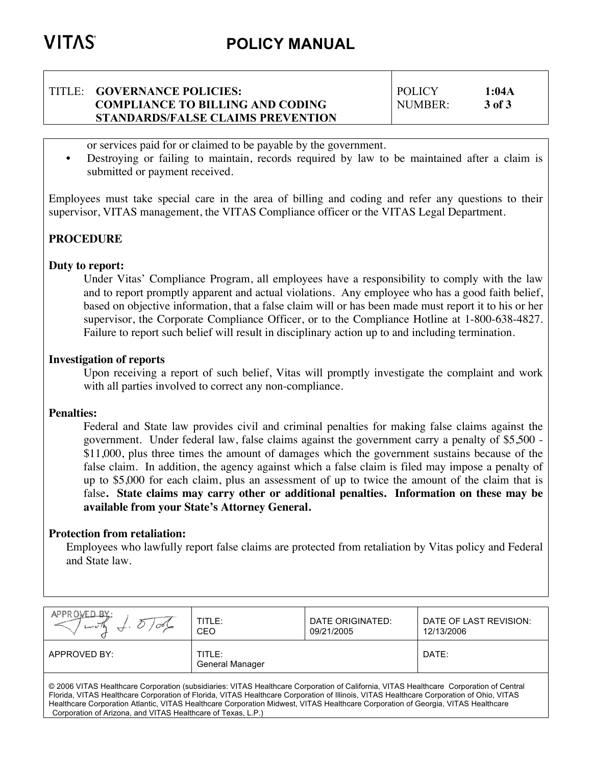or services paid for or claimed to be payable by the government.

- Destroying or failing to maintain, records required by law to be maintained after a claim is submitted or payment received.

Employees must take special care in the area of billing and coding and refer any questions to their supervisor, VITAS management, the VITAS Compliance officer or the VITAS Legal Department.

**PROCEDURE**

**Duty to report:**

Under Vitas' Compliance Program, all employees have a responsibility to comply with the law and to report promptly apparent and actual violations. Any employee who has a good faith belief, based on objective information, that a false claim will or has been made must report it to his or her supervisor, the Corporate Compliance Officer, or to the Compliance Hotline at 1-800-638-4827. Failure to report such belief will result in disciplinary action up to and including termination.

**Investigation of reports**

Upon receiving a report of such belief, Vitas will promptly investigate the complaint and work with all parties involved to correct any non-compliance.

**Penalties:**

Federal and State law provides civil and criminal penalties for making false claims against the government. Under federal law, false claims against the government carry a penalty of $5,500 - $11,000, plus three times the amount of damages which the government sustains because of the false claim. In addition, the agency against which a false claim is filed may impose a penalty of up to $5,000 for each claim, plus an assessment of up to twice the amount of the claim that is false**. State claims may carry other or additional penalties. Information on these may be available from your State's Attorney General.**

**Protection from retaliation:**

Employees who lawfully report false claims are protected from retaliation by Vitas policy and Federal and State law.

| | | | |
|---|---|---|---|
| APPROVED BY: [signature] | TITLE: CEO | DATE ORIGINATED: 09/21/2005 | DATE OF LAST REVISION: 12/13/2006 |
| APPROVED BY: | TITLE: General Manager | | DATE: |

© 2006 VITAS Healthcare Corporation (subsidiaries: VITAS Healthcare Corporation of California, VITAS Healthcare Corporation of Central Florida, VITAS Healthcare Corporation of Florida, VITAS Healthcare Corporation of Illinois, VITAS Healthcare Corporation of Ohio, VITAS Healthcare Corporation Atlantic, VITAS Healthcare Corporation Midwest, VITAS Healthcare Corporation of Georgia, VITAS Healthcare Corporation of Arizona, and VITAS Healthcare of Texas, L.P.)